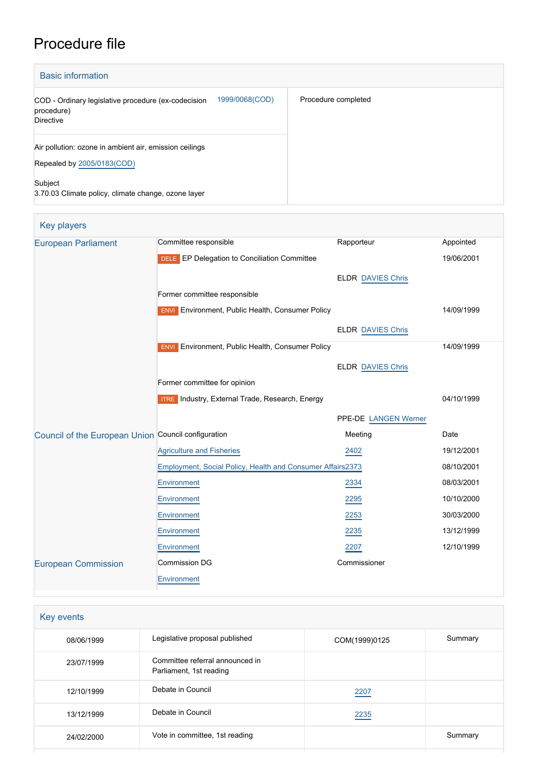# Procedure file

## Basic information

| | | |
|---|---|---|
| COD - Ordinary legislative procedure (ex-codecision procedure)<br>Directive | 1999/0068(COD) | Procedure completed |
| Air pollution: ozone in ambient air, emission ceilings<br><br>Repealed by 2005/0183(COD)<br><br>Subject<br>3.70.03 Climate policy, climate change, ozone layer | | |

## Key players

| | | | |
|---|---|---|---|
| European Parliament | Committee responsible | Rapporteur | Appointed |
| | DELE EP Delegation to Conciliation Committee | | 19/06/2001 |
| | | ELDR DAVIES Chris | |
| | Former committee responsible | | |
| | ENVI Environment, Public Health, Consumer Policy | | 14/09/1999 |
| | | ELDR DAVIES Chris | |
| | ENVI Environment, Public Health, Consumer Policy | | 14/09/1999 |
| | | ELDR DAVIES Chris | |
| | Former committee for opinion | | |
| | ITRE Industry, External Trade, Research, Energy | | 04/10/1999 |
| | | PPE-DE LANGEN Werner | |
| Council of the European Union | Council configuration | Meeting | Date |
| | Agriculture and Fisheries | 2402 | 19/12/2001 |
| | Employment, Social Policy, Health and Consumer Affairs | 2373 | 08/10/2001 |
| | Environment | 2334 | 08/03/2001 |
| | Environment | 2295 | 10/10/2000 |
| | Environment | 2253 | 30/03/2000 |
| | Environment | 2235 | 13/12/1999 |
| | Environment | 2207 | 12/10/1999 |
| European Commission | Commission DG | Commissioner | |
| | Environment | | |

## Key events

| | | | |
|---|---|---|---|
| 08/06/1999 | Legislative proposal published | COM(1999)0125 | Summary |
| 23/07/1999 | Committee referral announced in Parliament, 1st reading | | |
| 12/10/1999 | Debate in Council | 2207 | |
| 13/12/1999 | Debate in Council | 2235 | |
| 24/02/2000 | Vote in committee, 1st reading | | Summary |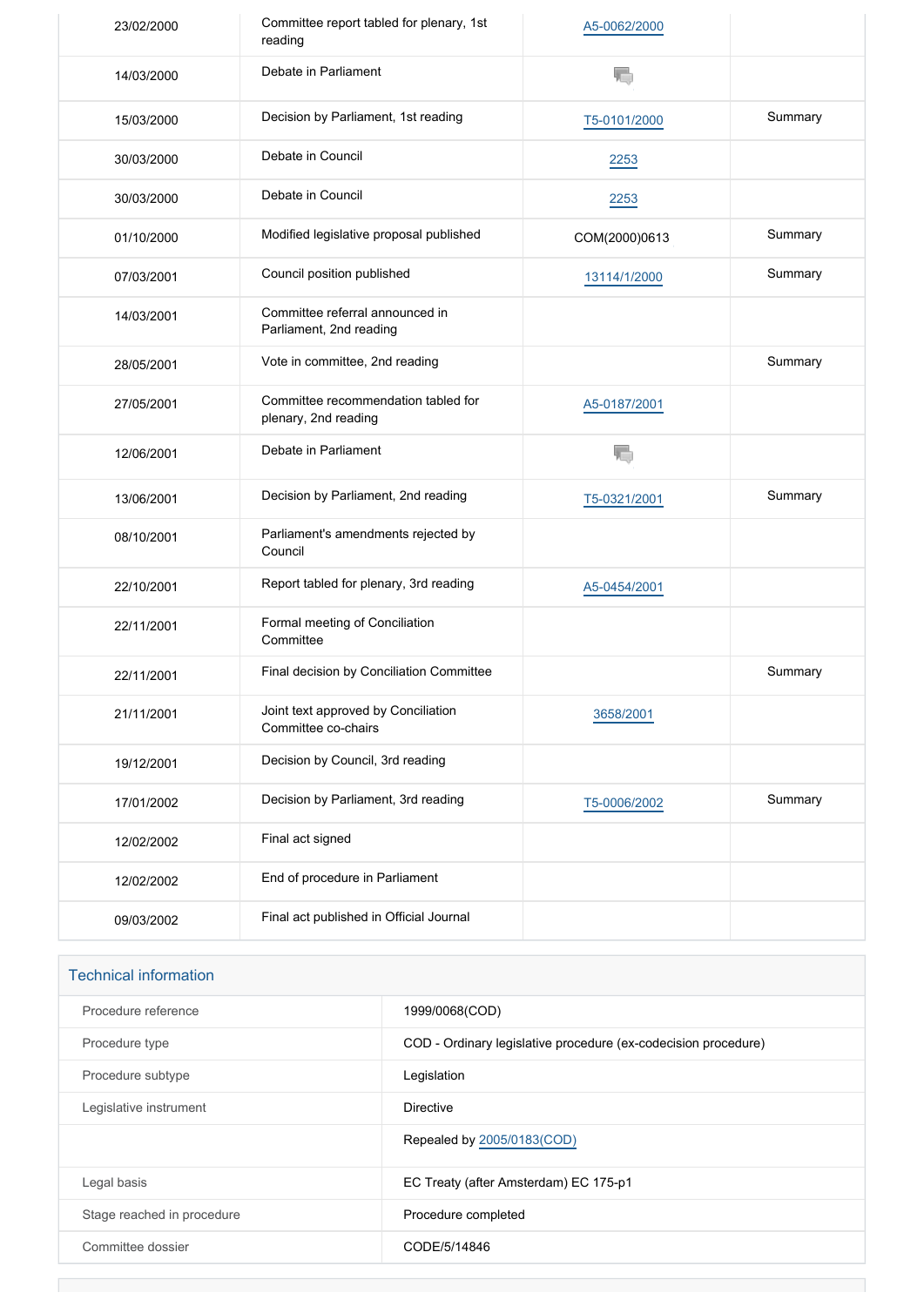| | | | |
|---|---|---|---|
| 23/02/2000 | Committee report tabled for plenary, 1st reading | A5-0062/2000 | |
| 14/03/2000 | Debate in Parliament | | |
| 15/03/2000 | Decision by Parliament, 1st reading | T5-0101/2000 | Summary |
| 30/03/2000 | Debate in Council | 2253 | |
| 30/03/2000 | Debate in Council | 2253 | |
| 01/10/2000 | Modified legislative proposal published | COM(2000)0613 | Summary |
| 07/03/2001 | Council position published | 13114/1/2000 | Summary |
| 14/03/2001 | Committee referral announced in Parliament, 2nd reading | | |
| 28/05/2001 | Vote in committee, 2nd reading | | Summary |
| 27/05/2001 | Committee recommendation tabled for plenary, 2nd reading | A5-0187/2001 | |
| 12/06/2001 | Debate in Parliament | | |
| 13/06/2001 | Decision by Parliament, 2nd reading | T5-0321/2001 | Summary |
| 08/10/2001 | Parliament's amendments rejected by Council | | |
| 22/10/2001 | Report tabled for plenary, 3rd reading | A5-0454/2001 | |
| 22/11/2001 | Formal meeting of Conciliation Committee | | |
| 22/11/2001 | Final decision by Conciliation Committee | | Summary |
| 21/11/2001 | Joint text approved by Conciliation Committee co-chairs | 3658/2001 | |
| 19/12/2001 | Decision by Council, 3rd reading | | |
| 17/01/2002 | Decision by Parliament, 3rd reading | T5-0006/2002 | Summary |
| 12/02/2002 | Final act signed | | |
| 12/02/2002 | End of procedure in Parliament | | |
| 09/03/2002 | Final act published in Official Journal | | |

## Technical information

| | |
|---|---|
| Procedure reference | 1999/0068(COD) |
| Procedure type | COD - Ordinary legislative procedure (ex-codecision procedure) |
| Procedure subtype | Legislation |
| Legislative instrument | Directive |
| | Repealed by 2005/0183(COD) |
| Legal basis | EC Treaty (after Amsterdam) EC 175-p1 |
| Stage reached in procedure | Procedure completed |
| Committee dossier | CODE/5/14846 |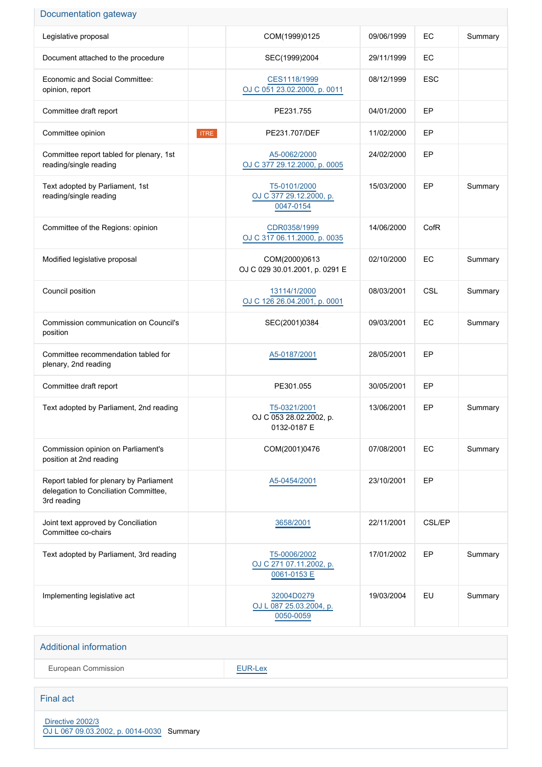## Documentation gateway

| | | | | | |
|---|---|---|---|---|---|
| Legislative proposal | | COM(1999)0125 | 09/06/1999 | EC | Summary |
| Document attached to the procedure | | SEC(1999)2004 | 29/11/1999 | EC | |
| Economic and Social Committee: opinion, report | | CES1118/1999 OJ C 051 23.02.2000, p. 0011 | 08/12/1999 | ESC | |
| Committee draft report | | PE231.755 | 04/01/2000 | EP | |
| Committee opinion | ITRE | PE231.707/DEF | 11/02/2000 | EP | |
| Committee report tabled for plenary, 1st reading/single reading | | A5-0062/2000 OJ C 377 29.12.2000, p. 0005 | 24/02/2000 | EP | |
| Text adopted by Parliament, 1st reading/single reading | | T5-0101/2000 OJ C 377 29.12.2000, p. 0047-0154 | 15/03/2000 | EP | Summary |
| Committee of the Regions: opinion | | CDR0358/1999 OJ C 317 06.11.2000, p. 0035 | 14/06/2000 | CofR | |
| Modified legislative proposal | | COM(2000)0613 OJ C 029 30.01.2001, p. 0291 E | 02/10/2000 | EC | Summary |
| Council position | | 13114/1/2000 OJ C 126 26.04.2001, p. 0001 | 08/03/2001 | CSL | Summary |
| Commission communication on Council's position | | SEC(2001)0384 | 09/03/2001 | EC | Summary |
| Committee recommendation tabled for plenary, 2nd reading | | A5-0187/2001 | 28/05/2001 | EP | |
| Committee draft report | | PE301.055 | 30/05/2001 | EP | |
| Text adopted by Parliament, 2nd reading | | T5-0321/2001 OJ C 053 28.02.2002, p. 0132-0187 E | 13/06/2001 | EP | Summary |
| Commission opinion on Parliament's position at 2nd reading | | COM(2001)0476 | 07/08/2001 | EC | Summary |
| Report tabled for plenary by Parliament delegation to Conciliation Committee, 3rd reading | | A5-0454/2001 | 23/10/2001 | EP | |
| Joint text approved by Conciliation Committee co-chairs | | 3658/2001 | 22/11/2001 | CSL/EP | |
| Text adopted by Parliament, 3rd reading | | T5-0006/2002 OJ C 271 07.11.2002, p. 0061-0153 E | 17/01/2002 | EP | Summary |
| Implementing legislative act | | 32004D0279 OJ L 087 25.03.2004, p. 0050-0059 | 19/03/2004 | EU | Summary |

## Additional information

| | |
|---|---|
| European Commission | EUR-Lex |

## Final act

Directive 2002/3
OJ L 067 09.03.2002, p. 0014-0030 Summary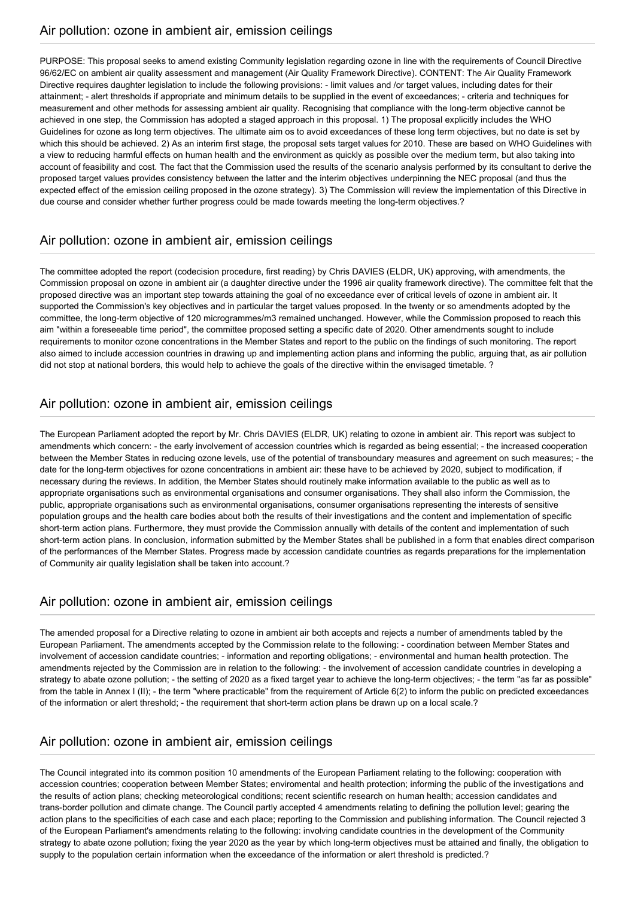## Air pollution: ozone in ambient air, emission ceilings

PURPOSE: This proposal seeks to amend existing Community legislation regarding ozone in line with the requirements of Council Directive 96/62/EC on ambient air quality assessment and management (Air Quality Framework Directive). CONTENT: The Air Quality Framework Directive requires daughter legislation to include the following provisions: - limit values and /or target values, including dates for their attainment; - alert thresholds if appropriate and minimum details to be supplied in the event of exceedances; - criteria and techniques for measurement and other methods for assessing ambient air quality. Recognising that compliance with the long-term objective cannot be achieved in one step, the Commission has adopted a staged approach in this proposal. 1) The proposal explicitly includes the WHO Guidelines for ozone as long term objectives. The ultimate aim os to avoid exceedances of these long term objectives, but no date is set by which this should be achieved. 2) As an interim first stage, the proposal sets target values for 2010. These are based on WHO Guidelines with a view to reducing harmful effects on human health and the environment as quickly as possible over the medium term, but also taking into account of feasibility and cost. The fact that the Commission used the results of the scenario analysis performed by its consultant to derive the proposed target values provides consistency between the latter and the interim objectives underpinning the NEC proposal (and thus the expected effect of the emission ceiling proposed in the ozone strategy). 3) The Commission will review the implementation of this Directive in due course and consider whether further progress could be made towards meeting the long-term objectives.?

## Air pollution: ozone in ambient air, emission ceilings

The committee adopted the report (codecision procedure, first reading) by Chris DAVIES (ELDR, UK) approving, with amendments, the Commission proposal on ozone in ambient air (a daughter directive under the 1996 air quality framework directive). The committee felt that the proposed directive was an important step towards attaining the goal of no exceedance ever of critical levels of ozone in ambient air. It supported the Commission's key objectives and in particular the target values proposed. In the twenty or so amendments adopted by the committee, the long-term objective of 120 microgrammes/m3 remained unchanged. However, while the Commission proposed to reach this aim "within a foreseeable time period", the committee proposed setting a specific date of 2020. Other amendments sought to include requirements to monitor ozone concentrations in the Member States and report to the public on the findings of such monitoring. The report also aimed to include accession countries in drawing up and implementing action plans and informing the public, arguing that, as air pollution did not stop at national borders, this would help to achieve the goals of the directive within the envisaged timetable. ?

## Air pollution: ozone in ambient air, emission ceilings

The European Parliament adopted the report by Mr. Chris DAVIES (ELDR, UK) relating to ozone in ambient air. This report was subject to amendments which concern: - the early involvement of accession countries which is regarded as being essential; - the increased cooperation between the Member States in reducing ozone levels, use of the potential of transboundary measures and agreement on such measures; - the date for the long-term objectives for ozone concentrations in ambient air: these have to be achieved by 2020, subject to modification, if necessary during the reviews. In addition, the Member States should routinely make information available to the public as well as to appropriate organisations such as environmental organisations and consumer organisations. They shall also inform the Commission, the public, appropriate organisations such as environmental organisations, consumer organisations representing the interests of sensitive population groups and the health care bodies about both the results of their investigations and the content and implementation of specific short-term action plans. Furthermore, they must provide the Commission annually with details of the content and implementation of such short-term action plans. In conclusion, information submitted by the Member States shall be published in a form that enables direct comparison of the performances of the Member States. Progress made by accession candidate countries as regards preparations for the implementation of Community air quality legislation shall be taken into account.?

## Air pollution: ozone in ambient air, emission ceilings

The amended proposal for a Directive relating to ozone in ambient air both accepts and rejects a number of amendments tabled by the European Parliament. The amendments accepted by the Commission relate to the following: - coordination between Member States and involvement of accession candidate countries; - information and reporting obligations; - environmental and human health protection. The amendments rejected by the Commission are in relation to the following: - the involvement of accession candidate countries in developing a strategy to abate ozone pollution; - the setting of 2020 as a fixed target year to achieve the long-term objectives; - the term "as far as possible" from the table in Annex I (II); - the term "where practicable" from the requirement of Article 6(2) to inform the public on predicted exceedances of the information or alert threshold; - the requirement that short-term action plans be drawn up on a local scale.?

## Air pollution: ozone in ambient air, emission ceilings

The Council integrated into its common position 10 amendments of the European Parliament relating to the following: cooperation with accession countries; cooperation between Member States; enviromental and health protection; informing the public of the investigations and the results of action plans; checking meteorological conditions; recent scientific research on human health; accession candidates and trans-border pollution and climate change. The Council partly accepted 4 amendments relating to defining the pollution level; gearing the action plans to the specificities of each case and each place; reporting to the Commission and publishing information. The Council rejected 3 of the European Parliament's amendments relating to the following: involving candidate countries in the development of the Community strategy to abate ozone pollution; fixing the year 2020 as the year by which long-term objectives must be attained and finally, the obligation to supply to the population certain information when the exceedance of the information or alert threshold is predicted.?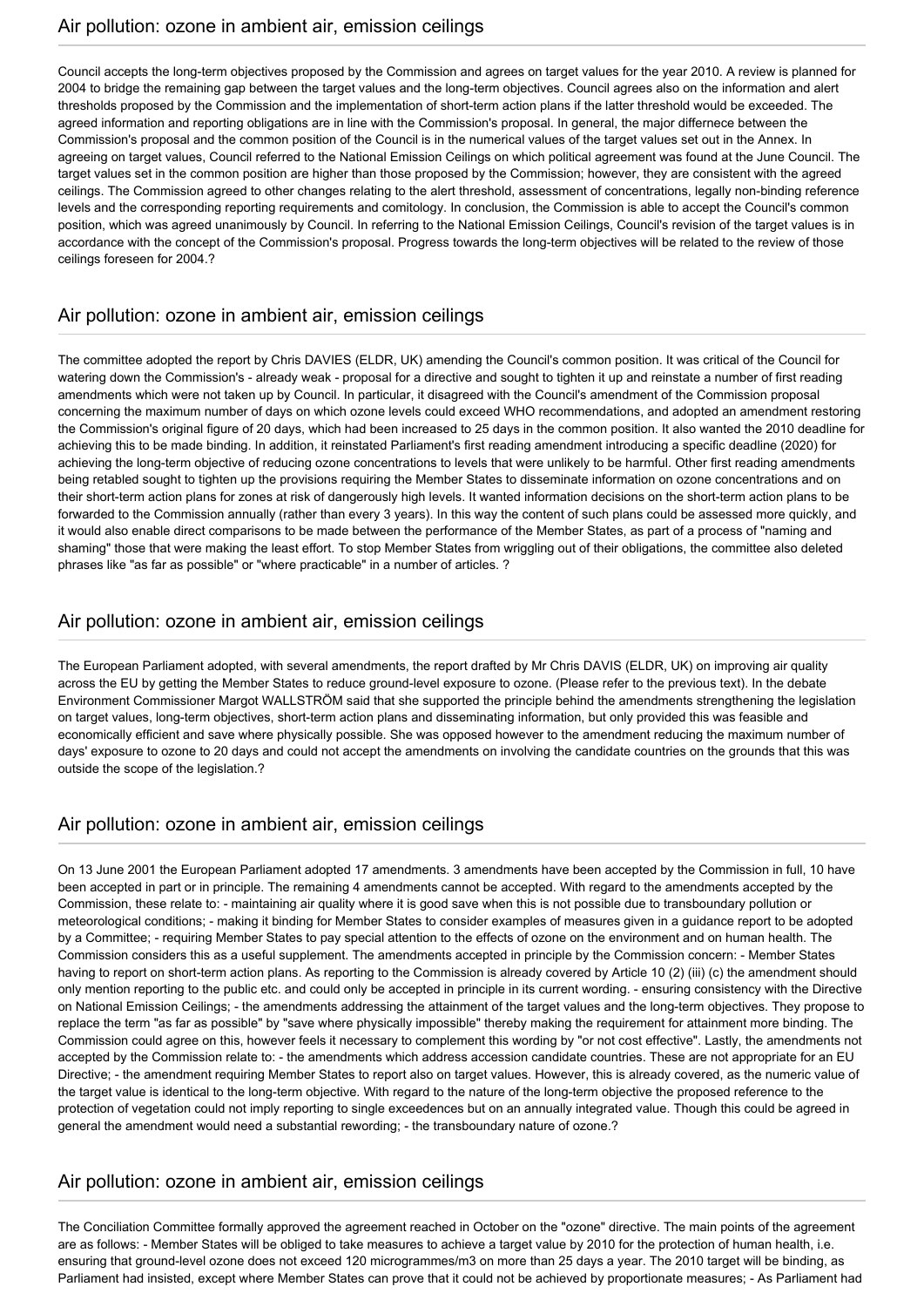## Air pollution: ozone in ambient air, emission ceilings

Council accepts the long-term objectives proposed by the Commission and agrees on target values for the year 2010. A review is planned for 2004 to bridge the remaining gap between the target values and the long-term objectives. Council agrees also on the information and alert thresholds proposed by the Commission and the implementation of short-term action plans if the latter threshold would be exceeded. The agreed information and reporting obligations are in line with the Commission's proposal. In general, the major differnece between the Commission's proposal and the common position of the Council is in the numerical values of the target values set out in the Annex. In agreeing on target values, Council referred to the National Emission Ceilings on which political agreement was found at the June Council. The target values set in the common position are higher than those proposed by the Commission; however, they are consistent with the agreed ceilings. The Commission agreed to other changes relating to the alert threshold, assessment of concentrations, legally non-binding reference levels and the corresponding reporting requirements and comitology. In conclusion, the Commission is able to accept the Council's common position, which was agreed unanimously by Council. In referring to the National Emission Ceilings, Council's revision of the target values is in accordance with the concept of the Commission's proposal. Progress towards the long-term objectives will be related to the review of those ceilings foreseen for 2004.?

## Air pollution: ozone in ambient air, emission ceilings

The committee adopted the report by Chris DAVIES (ELDR, UK) amending the Council's common position. It was critical of the Council for watering down the Commission's - already weak - proposal for a directive and sought to tighten it up and reinstate a number of first reading amendments which were not taken up by Council. In particular, it disagreed with the Council's amendment of the Commission proposal concerning the maximum number of days on which ozone levels could exceed WHO recommendations, and adopted an amendment restoring the Commission's original figure of 20 days, which had been increased to 25 days in the common position. It also wanted the 2010 deadline for achieving this to be made binding. In addition, it reinstated Parliament's first reading amendment introducing a specific deadline (2020) for achieving the long-term objective of reducing ozone concentrations to levels that were unlikely to be harmful. Other first reading amendments being retabled sought to tighten up the provisions requiring the Member States to disseminate information on ozone concentrations and on their short-term action plans for zones at risk of dangerously high levels. It wanted information decisions on the short-term action plans to be forwarded to the Commission annually (rather than every 3 years). In this way the content of such plans could be assessed more quickly, and it would also enable direct comparisons to be made between the performance of the Member States, as part of a process of "naming and shaming" those that were making the least effort. To stop Member States from wriggling out of their obligations, the committee also deleted phrases like "as far as possible" or "where practicable" in a number of articles. ?

## Air pollution: ozone in ambient air, emission ceilings

The European Parliament adopted, with several amendments, the report drafted by Mr Chris DAVIS (ELDR, UK) on improving air quality across the EU by getting the Member States to reduce ground-level exposure to ozone. (Please refer to the previous text). In the debate Environment Commissioner Margot WALLSTRÖM said that she supported the principle behind the amendments strengthening the legislation on target values, long-term objectives, short-term action plans and disseminating information, but only provided this was feasible and economically efficient and save where physically possible. She was opposed however to the amendment reducing the maximum number of days' exposure to ozone to 20 days and could not accept the amendments on involving the candidate countries on the grounds that this was outside the scope of the legislation.?

## Air pollution: ozone in ambient air, emission ceilings

On 13 June 2001 the European Parliament adopted 17 amendments. 3 amendments have been accepted by the Commission in full, 10 have been accepted in part or in principle. The remaining 4 amendments cannot be accepted. With regard to the amendments accepted by the Commission, these relate to: - maintaining air quality where it is good save when this is not possible due to transboundary pollution or meteorological conditions; - making it binding for Member States to consider examples of measures given in a guidance report to be adopted by a Committee; - requiring Member States to pay special attention to the effects of ozone on the environment and on human health. The Commission considers this as a useful supplement. The amendments accepted in principle by the Commission concern: - Member States having to report on short-term action plans. As reporting to the Commission is already covered by Article 10 (2) (iii) (c) the amendment should only mention reporting to the public etc. and could only be accepted in principle in its current wording. - ensuring consistency with the Directive on National Emission Ceilings; - the amendments addressing the attainment of the target values and the long-term objectives. They propose to replace the term "as far as possible" by "save where physically impossible" thereby making the requirement for attainment more binding. The Commission could agree on this, however feels it necessary to complement this wording by "or not cost effective". Lastly, the amendments not accepted by the Commission relate to: - the amendments which address accession candidate countries. These are not appropriate for an EU Directive; - the amendment requiring Member States to report also on target values. However, this is already covered, as the numeric value of the target value is identical to the long-term objective. With regard to the nature of the long-term objective the proposed reference to the protection of vegetation could not imply reporting to single exceedences but on an annually integrated value. Though this could be agreed in general the amendment would need a substantial rewording; - the transboundary nature of ozone.?

## Air pollution: ozone in ambient air, emission ceilings

The Conciliation Committee formally approved the agreement reached in October on the "ozone" directive. The main points of the agreement are as follows: - Member States will be obliged to take measures to achieve a target value by 2010 for the protection of human health, i.e. ensuring that ground-level ozone does not exceed 120 microgrammes/m3 on more than 25 days a year. The 2010 target will be binding, as Parliament had insisted, except where Member States can prove that it could not be achieved by proportionate measures; - As Parliament had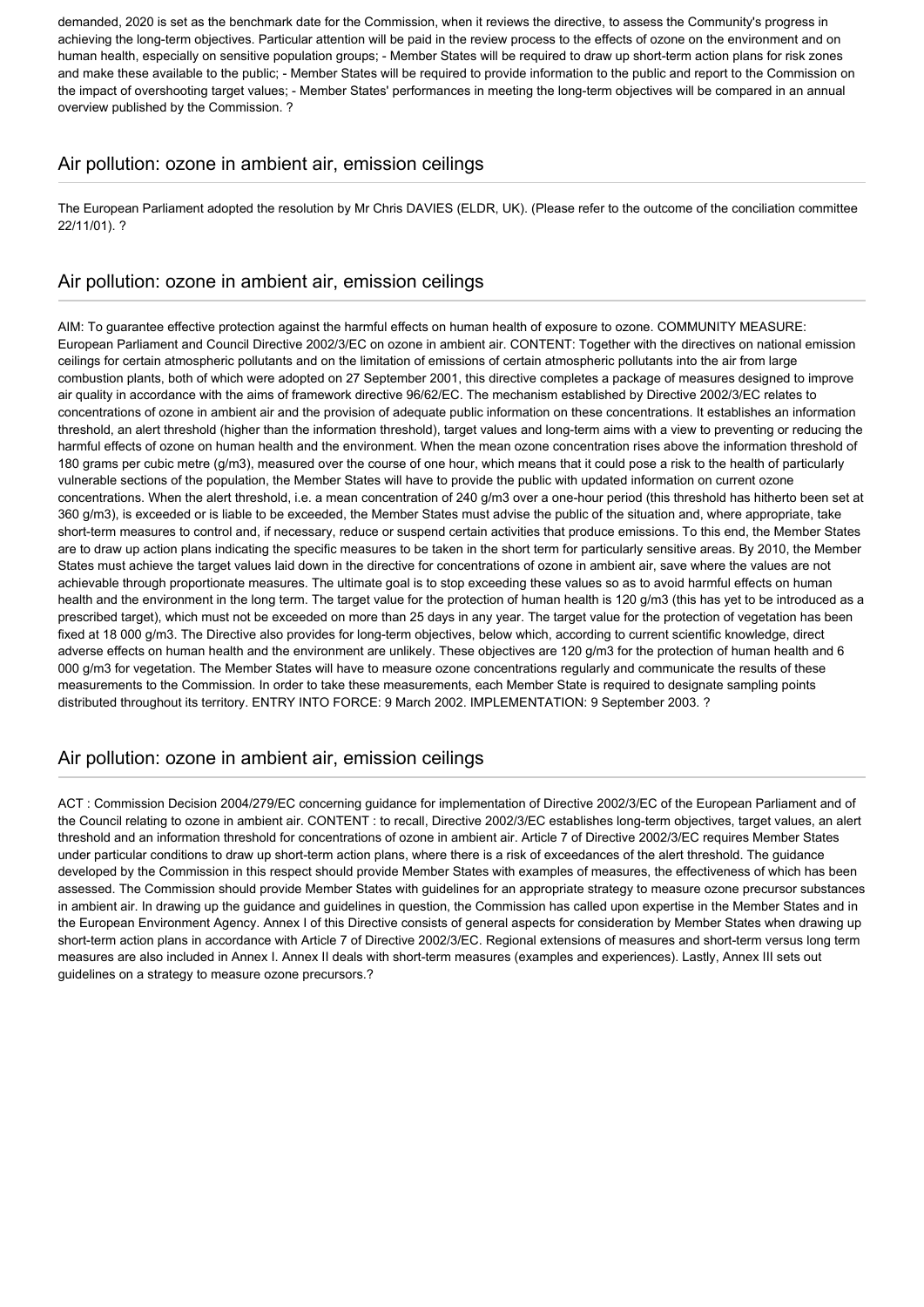demanded, 2020 is set as the benchmark date for the Commission, when it reviews the directive, to assess the Community's progress in achieving the long-term objectives. Particular attention will be paid in the review process to the effects of ozone on the environment and on human health, especially on sensitive population groups; - Member States will be required to draw up short-term action plans for risk zones and make these available to the public; - Member States will be required to provide information to the public and report to the Commission on the impact of overshooting target values; - Member States' performances in meeting the long-term objectives will be compared in an annual overview published by the Commission. ?

## Air pollution: ozone in ambient air, emission ceilings

The European Parliament adopted the resolution by Mr Chris DAVIES (ELDR, UK). (Please refer to the outcome of the conciliation committee 22/11/01). ?

## Air pollution: ozone in ambient air, emission ceilings

AIM: To guarantee effective protection against the harmful effects on human health of exposure to ozone. COMMUNITY MEASURE: European Parliament and Council Directive 2002/3/EC on ozone in ambient air. CONTENT: Together with the directives on national emission ceilings for certain atmospheric pollutants and on the limitation of emissions of certain atmospheric pollutants into the air from large combustion plants, both of which were adopted on 27 September 2001, this directive completes a package of measures designed to improve air quality in accordance with the aims of framework directive 96/62/EC. The mechanism established by Directive 2002/3/EC relates to concentrations of ozone in ambient air and the provision of adequate public information on these concentrations. It establishes an information threshold, an alert threshold (higher than the information threshold), target values and long-term aims with a view to preventing or reducing the harmful effects of ozone on human health and the environment. When the mean ozone concentration rises above the information threshold of 180 grams per cubic metre (g/m3), measured over the course of one hour, which means that it could pose a risk to the health of particularly vulnerable sections of the population, the Member States will have to provide the public with updated information on current ozone concentrations. When the alert threshold, i.e. a mean concentration of 240 g/m3 over a one-hour period (this threshold has hitherto been set at 360 g/m3), is exceeded or is liable to be exceeded, the Member States must advise the public of the situation and, where appropriate, take short-term measures to control and, if necessary, reduce or suspend certain activities that produce emissions. To this end, the Member States are to draw up action plans indicating the specific measures to be taken in the short term for particularly sensitive areas. By 2010, the Member States must achieve the target values laid down in the directive for concentrations of ozone in ambient air, save where the values are not achievable through proportionate measures. The ultimate goal is to stop exceeding these values so as to avoid harmful effects on human health and the environment in the long term. The target value for the protection of human health is 120 g/m3 (this has yet to be introduced as a prescribed target), which must not be exceeded on more than 25 days in any year. The target value for the protection of vegetation has been fixed at 18 000 g/m3. The Directive also provides for long-term objectives, below which, according to current scientific knowledge, direct adverse effects on human health and the environment are unlikely. These objectives are 120 g/m3 for the protection of human health and 6 000 g/m3 for vegetation. The Member States will have to measure ozone concentrations regularly and communicate the results of these measurements to the Commission. In order to take these measurements, each Member State is required to designate sampling points distributed throughout its territory. ENTRY INTO FORCE: 9 March 2002. IMPLEMENTATION: 9 September 2003. ?

## Air pollution: ozone in ambient air, emission ceilings

ACT : Commission Decision 2004/279/EC concerning guidance for implementation of Directive 2002/3/EC of the European Parliament and of the Council relating to ozone in ambient air. CONTENT : to recall, Directive 2002/3/EC establishes long-term objectives, target values, an alert threshold and an information threshold for concentrations of ozone in ambient air. Article 7 of Directive 2002/3/EC requires Member States under particular conditions to draw up short-term action plans, where there is a risk of exceedances of the alert threshold. The guidance developed by the Commission in this respect should provide Member States with examples of measures, the effectiveness of which has been assessed. The Commission should provide Member States with guidelines for an appropriate strategy to measure ozone precursor substances in ambient air. In drawing up the guidance and guidelines in question, the Commission has called upon expertise in the Member States and in the European Environment Agency. Annex I of this Directive consists of general aspects for consideration by Member States when drawing up short-term action plans in accordance with Article 7 of Directive 2002/3/EC. Regional extensions of measures and short-term versus long term measures are also included in Annex I. Annex II deals with short-term measures (examples and experiences). Lastly, Annex III sets out guidelines on a strategy to measure ozone precursors.?